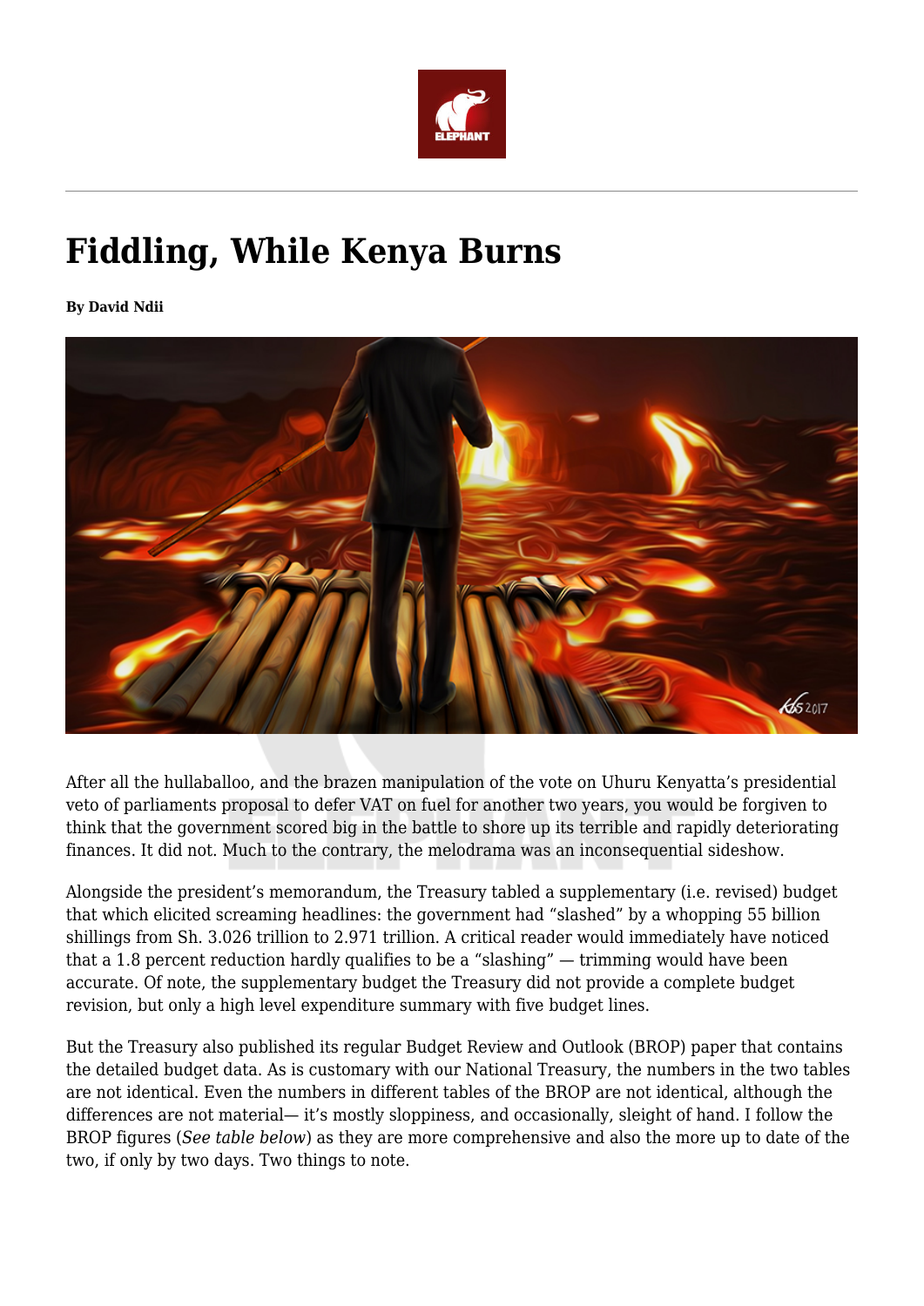# Fiddling, While Kenya Burns

**By David Ndii**

After all the hullaballoo, and the brazen manipulation of the vote on Uhuru Kenyatta's presidential veto of parliaments proposal to defer VAT on fuel for another two years, you would be forgiven to think that the government scored big in the battle to shore up its terrible and rapidly deteriorating finances. It did not. Much to the contrary, the melodrama was an inconsequential sideshow.

Alongside the president's memorandum, the Treasury tabled a supplementary (i.e. revised) budget that which elicited screaming headlines: the government had "slashed" by a whopping 55 billion shillings from Sh. 3.026 trillion to 2.971 trillion. A critical reader would immediately have noticed that a 1.8 percent reduction hardly qualifies to be a "slashing" — trimming would have been accurate. Of note, the supplementary budget the Treasury did not provide a complete budget revision, but only a high level expenditure summary with five budget lines.

But the Treasury also published its regular Budget Review and Outlook (BROP) paper that contains the detailed budget data. As is customary with our National Treasury, the numbers in the two tables are not identical. Even the numbers in different tables of the BROP are not identical, although the differences are not material— it's mostly sloppiness, and occasionally, sleight of hand. I follow the BROP figures (*See table below*) as they are more comprehensive and also the more up to date of the two, if only by two days. Two things to note.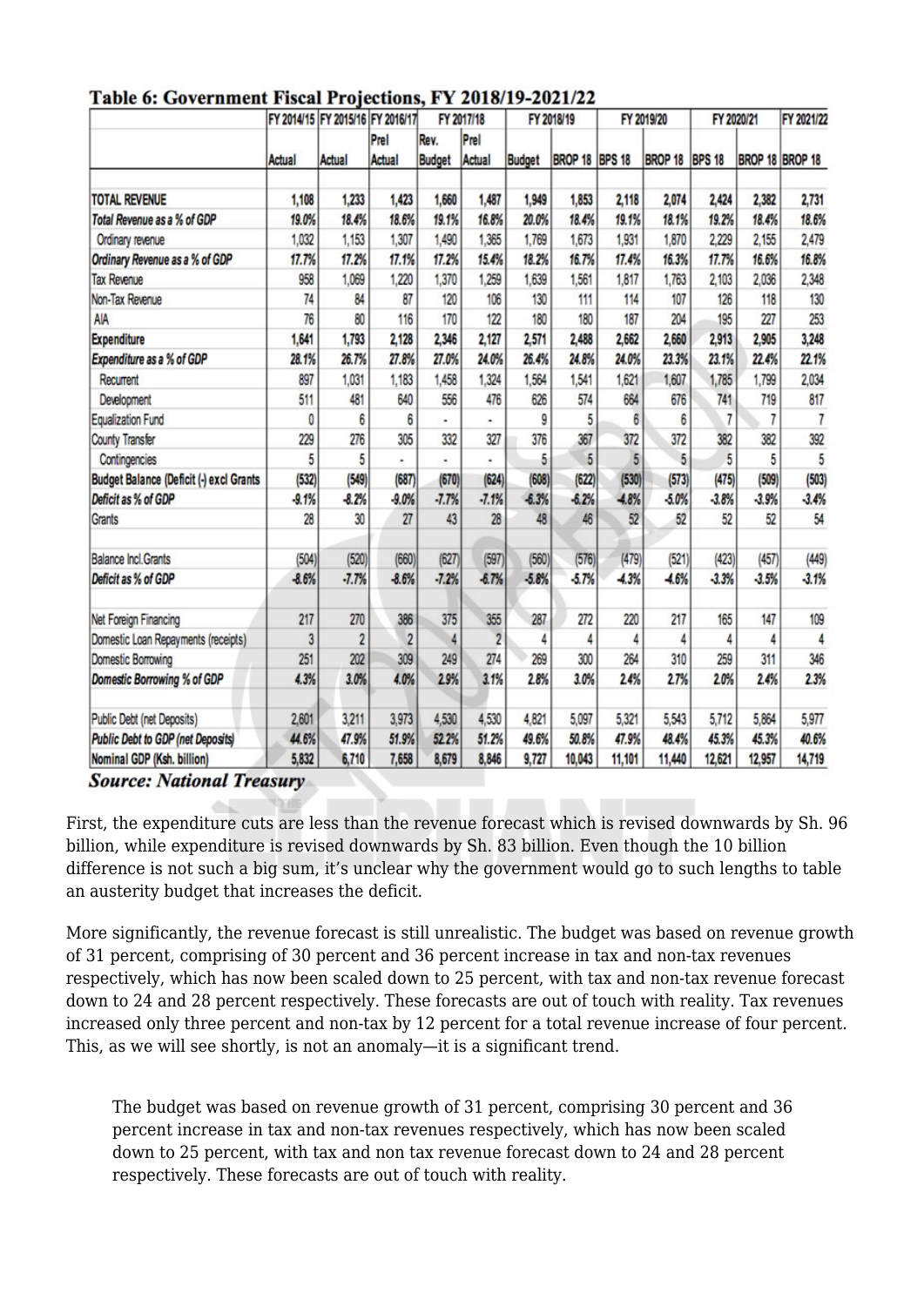**Table 6: Government Fiscal Projections, FY 2018/19-2021/22**

| | FY 2014/15 | FY 2015/16 | FY 2016/17 | FY 2017/18 | | FY 2018/19 | | FY 2019/20 | | FY 2020/21 | | FY 2021/22 |
|---|---|---|---|---|---|---|---|---|---|---|---|---|
| | Actual | Actual | Prel Actual | Rev. Budget | Prel Actual | Budget | BROP 18 | BPS 18 | BROP 18 | BPS 18 | BROP 18 | BROP 18 |
| **TOTAL REVENUE** | 1,108 | 1,233 | 1,423 | 1,660 | 1,487 | 1,949 | 1,853 | 2,118 | 2,074 | 2,424 | 2,382 | 2,731 |
| ***Total Revenue as a % of GDP*** | 19.0% | 18.4% | 18.6% | 19.1% | 16.8% | 20.0% | 18.4% | 19.1% | 18.1% | 19.2% | 18.4% | 18.6% |
| Ordinary revenue | 1,032 | 1,153 | 1,307 | 1,490 | 1,365 | 1,769 | 1,673 | 1,931 | 1,870 | 2,229 | 2,155 | 2,479 |
| ***Ordinary Revenue as a % of GDP*** | 17.7% | 17.2% | 17.1% | 17.2% | 15.4% | 18.2% | 16.7% | 17.4% | 16.3% | 17.7% | 16.6% | 16.8% |
| Tax Revenue | 958 | 1,069 | 1,220 | 1,370 | 1,259 | 1,639 | 1,561 | 1,817 | 1,763 | 2,103 | 2,036 | 2,348 |
| Non-Tax Revenue | 74 | 84 | 87 | 120 | 106 | 130 | 111 | 114 | 107 | 126 | 118 | 130 |
| AIA | 76 | 80 | 116 | 170 | 122 | 180 | 180 | 187 | 204 | 195 | 227 | 253 |
| **Expenditure** | 1,641 | 1,793 | 2,128 | 2,346 | 2,127 | 2,571 | 2,488 | 2,662 | 2,660 | 2,913 | 2,905 | 3,248 |
| ***Expenditure as a % of GDP*** | 28.1% | 26.7% | 27.8% | 27.0% | 24.0% | 26.4% | 24.8% | 24.0% | 23.3% | 23.1% | 22.4% | 22.1% |
| Recurrent | 897 | 1,031 | 1,183 | 1,458 | 1,324 | 1,564 | 1,541 | 1,621 | 1,607 | 1,785 | 1,799 | 2,034 |
| Development | 511 | 481 | 640 | 556 | 476 | 626 | 574 | 664 | 676 | 741 | 719 | 817 |
| Equalization Fund | 0 | 6 | 6 | - | - | 9 | 5 | 6 | 6 | 7 | 7 | 7 |
| County Transfer | 229 | 276 | 305 | 332 | 327 | 376 | 367 | 372 | 372 | 382 | 382 | 392 |
| Contingencies | 5 | 5 | - | - | - | 5 | 5 | 5 | 5 | 5 | 5 | 5 |
| **Budget Balance (Deficit (-) excl Grants** | (532) | (549) | (687) | (670) | (624) | (608) | (622) | (530) | (573) | (475) | (509) | (503) |
| ***Deficit as % of GDP*** | -9.1% | -8.2% | -9.0% | -7.7% | -7.1% | -6.3% | -6.2% | -4.8% | -5.0% | -3.8% | -3.9% | -3.4% |
| Grants | 28 | 30 | 27 | 43 | 28 | 48 | 46 | 52 | 52 | 52 | 52 | 54 |
| Balance Incl.Grants | (504) | (520) | (660) | (627) | (597) | (560) | (576) | (479) | (521) | (423) | (457) | (449) |
| ***Deficit as % of GDP*** | -8.6% | -7.7% | -8.6% | -7.2% | -6.7% | -5.8% | -5.7% | -4.3% | -4.6% | -3.3% | -3.5% | -3.1% |
| Net Foreign Financing | 217 | 270 | 386 | 375 | 355 | 287 | 272 | 220 | 217 | 165 | 147 | 109 |
| Domestic Loan Repayments (receipts) | 3 | 2 | 2 | 4 | 2 | 4 | 4 | 4 | 4 | 4 | 4 | 4 |
| Domestic Borrowing | 251 | 202 | 309 | 249 | 274 | 269 | 300 | 264 | 310 | 259 | 311 | 346 |
| ***Domestic Borrowing % of GDP*** | 4.3% | 3.0% | 4.0% | 2.9% | 3.1% | 2.8% | 3.0% | 2.4% | 2.7% | 2.0% | 2.4% | 2.3% |
| Public Debt (net Deposits) | 2,601 | 3,211 | 3,973 | 4,530 | 4,530 | 4,821 | 5,097 | 5,321 | 5,543 | 5,712 | 5,864 | 5,977 |
| ***Public Debt to GDP (net Deposits)*** | 44.6% | 47.9% | 51.9% | 52.2% | 51.2% | 49.6% | 50.8% | 47.9% | 48.4% | 45.3% | 45.3% | 40.6% |
| Nominal GDP (Ksh. billion) | 5,832 | 6,710 | 7,658 | 8,679 | 8,846 | 9,727 | 10,043 | 11,101 | 11,440 | 12,621 | 12,957 | 14,719 |

***Source: National Treasury***

First, the expenditure cuts are less than the revenue forecast which is revised downwards by Sh. 96 billion, while expenditure is revised downwards by Sh. 83 billion. Even though the 10 billion difference is not such a big sum, it's unclear why the government would go to such lengths to table an austerity budget that increases the deficit.

More significantly, the revenue forecast is still unrealistic. The budget was based on revenue growth of 31 percent, comprising of 30 percent and 36 percent increase in tax and non-tax revenues respectively, which has now been scaled down to 25 percent, with tax and non-tax revenue forecast down to 24 and 28 percent respectively. These forecasts are out of touch with reality. Tax revenues increased only three percent and non-tax by 12 percent for a total revenue increase of four percent. This, as we will see shortly, is not an anomaly—it is a significant trend.

> The budget was based on revenue growth of 31 percent, comprising 30 percent and 36 percent increase in tax and non-tax revenues respectively, which has now been scaled down to 25 percent, with tax and non tax revenue forecast down to 24 and 28 percent respectively. These forecasts are out of touch with reality.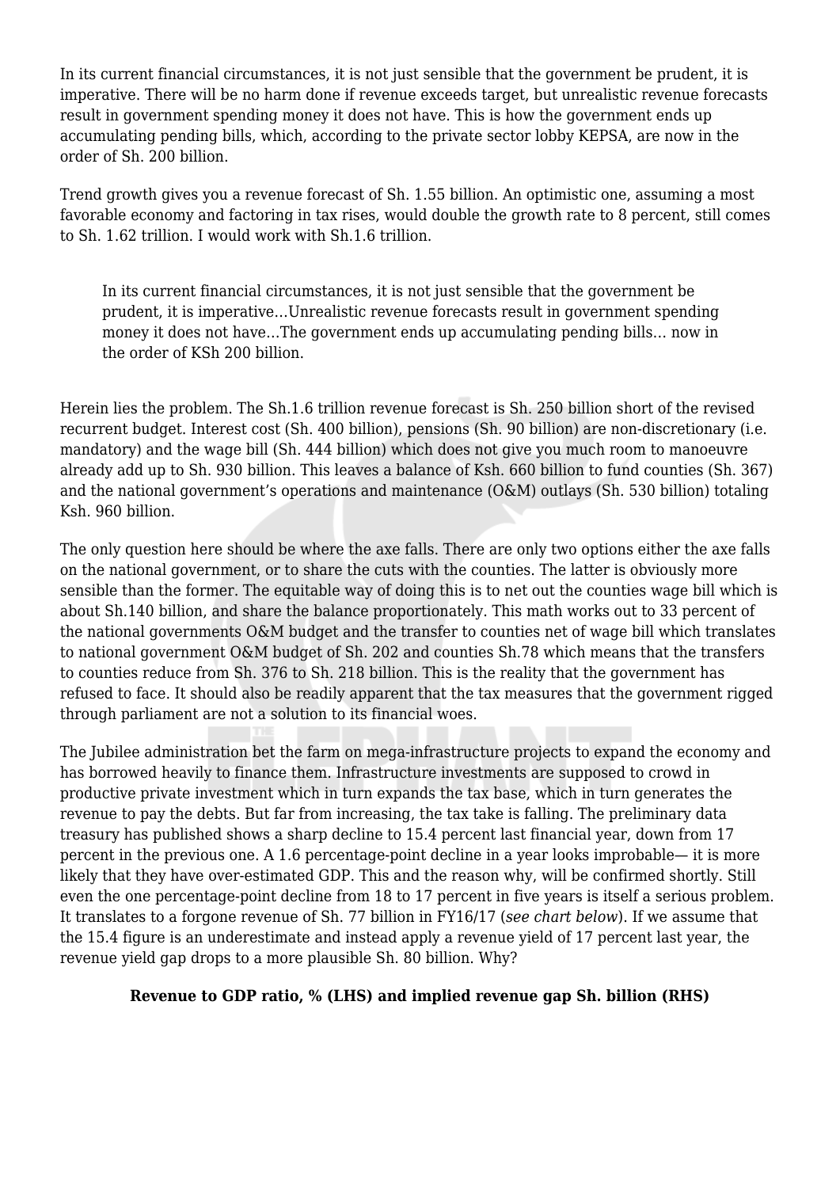In its current financial circumstances, it is not just sensible that the government be prudent, it is imperative. There will be no harm done if revenue exceeds target, but unrealistic revenue forecasts result in government spending money it does not have. This is how the government ends up accumulating pending bills, which, according to the private sector lobby KEPSA, are now in the order of Sh. 200 billion.

Trend growth gives you a revenue forecast of Sh. 1.55 billion. An optimistic one, assuming a most favorable economy and factoring in tax rises, would double the growth rate to 8 percent, still comes to Sh. 1.62 trillion. I would work with Sh.1.6 trillion.

> In its current financial circumstances, it is not just sensible that the government be prudent, it is imperative…Unrealistic revenue forecasts result in government spending money it does not have…The government ends up accumulating pending bills… now in the order of KSh 200 billion.

Herein lies the problem. The Sh.1.6 trillion revenue forecast is Sh. 250 billion short of the revised recurrent budget. Interest cost (Sh. 400 billion), pensions (Sh. 90 billion) are non-discretionary (i.e. mandatory) and the wage bill (Sh. 444 billion) which does not give you much room to manoeuvre already add up to Sh. 930 billion. This leaves a balance of Ksh. 660 billion to fund counties (Sh. 367) and the national government's operations and maintenance (O&M) outlays (Sh. 530 billion) totaling Ksh. 960 billion.

The only question here should be where the axe falls. There are only two options either the axe falls on the national government, or to share the cuts with the counties. The latter is obviously more sensible than the former. The equitable way of doing this is to net out the counties wage bill which is about Sh.140 billion, and share the balance proportionately. This math works out to 33 percent of the national governments O&M budget and the transfer to counties net of wage bill which translates to national government O&M budget of Sh. 202 and counties Sh.78 which means that the transfers to counties reduce from Sh. 376 to Sh. 218 billion. This is the reality that the government has refused to face. It should also be readily apparent that the tax measures that the government rigged through parliament are not a solution to its financial woes.

The Jubilee administration bet the farm on mega-infrastructure projects to expand the economy and has borrowed heavily to finance them. Infrastructure investments are supposed to crowd in productive private investment which in turn expands the tax base, which in turn generates the revenue to pay the debts. But far from increasing, the tax take is falling. The preliminary data treasury has published shows a sharp decline to 15.4 percent last financial year, down from 17 percent in the previous one. A 1.6 percentage-point decline in a year looks improbable— it is more likely that they have over-estimated GDP. This and the reason why, will be confirmed shortly. Still even the one percentage-point decline from 18 to 17 percent in five years is itself a serious problem. It translates to a forgone revenue of Sh. 77 billion in FY16/17 (*see chart below*). If we assume that the 15.4 figure is an underestimate and instead apply a revenue yield of 17 percent last year, the revenue yield gap drops to a more plausible Sh. 80 billion. Why?

**Revenue to GDP ratio, % (LHS) and implied revenue gap Sh. billion (RHS)**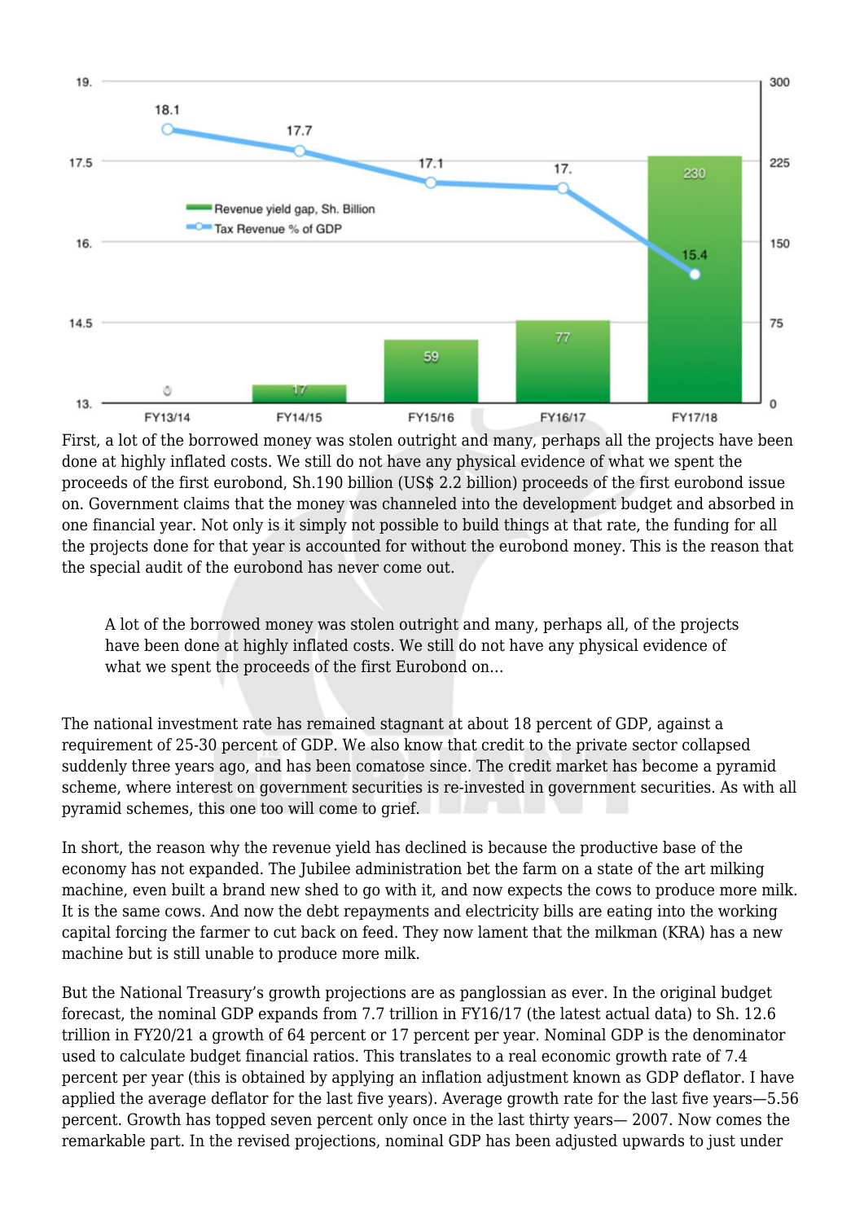First, a lot of the borrowed money was stolen outright and many, perhaps all the projects have been done at highly inflated costs. We still do not have any physical evidence of what we spent the proceeds of the first eurobond, Sh.190 billion (US$ 2.2 billion) proceeds of the first eurobond issue on. Government claims that the money was channeled into the development budget and absorbed in one financial year. Not only is it simply not possible to build things at that rate, the funding for all the projects done for that year is accounted for without the eurobond money. This is the reason that the special audit of the eurobond has never come out.

> A lot of the borrowed money was stolen outright and many, perhaps all, of the projects have been done at highly inflated costs. We still do not have any physical evidence of what we spent the proceeds of the first Eurobond on…

The national investment rate has remained stagnant at about 18 percent of GDP, against a requirement of 25-30 percent of GDP. We also know that credit to the private sector collapsed suddenly three years ago, and has been comatose since. The credit market has become a pyramid scheme, where interest on government securities is re-invested in government securities. As with all pyramid schemes, this one too will come to grief.

In short, the reason why the revenue yield has declined is because the productive base of the economy has not expanded. The Jubilee administration bet the farm on a state of the art milking machine, even built a brand new shed to go with it, and now expects the cows to produce more milk. It is the same cows. And now the debt repayments and electricity bills are eating into the working capital forcing the farmer to cut back on feed. They now lament that the milkman (KRA) has a new machine but is still unable to produce more milk.

But the National Treasury's growth projections are as panglossian as ever. In the original budget forecast, the nominal GDP expands from 7.7 trillion in FY16/17 (the latest actual data) to Sh. 12.6 trillion in FY20/21 a growth of 64 percent or 17 percent per year. Nominal GDP is the denominator used to calculate budget financial ratios. This translates to a real economic growth rate of 7.4 percent per year (this is obtained by applying an inflation adjustment known as GDP deflator. I have applied the average deflator for the last five years). Average growth rate for the last five years—5.56 percent. Growth has topped seven percent only once in the last thirty years— 2007. Now comes the remarkable part. In the revised projections, nominal GDP has been adjusted upwards to just under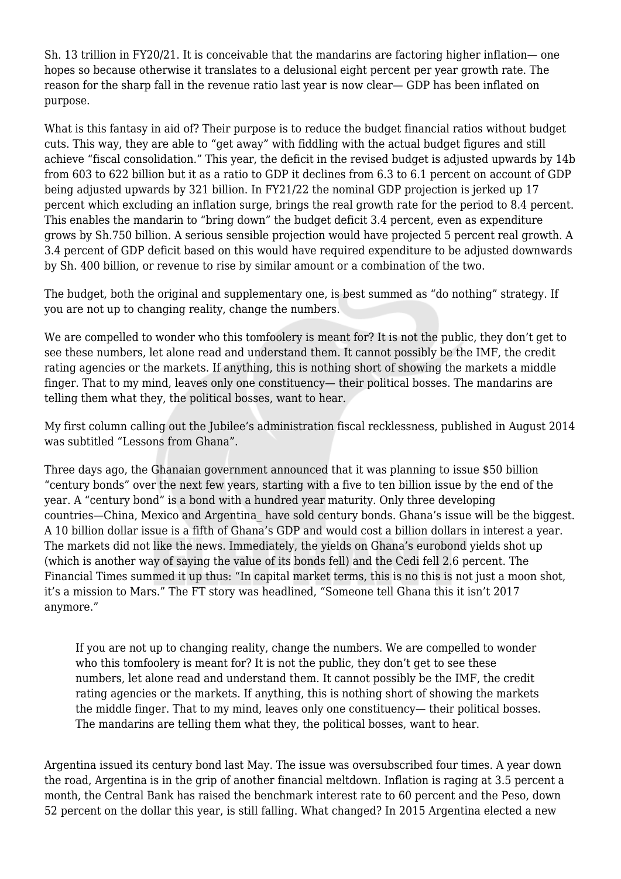Sh. 13 trillion in FY20/21. It is conceivable that the mandarins are factoring higher inflation— one hopes so because otherwise it translates to a delusional eight percent per year growth rate. The reason for the sharp fall in the revenue ratio last year is now clear— GDP has been inflated on purpose.

What is this fantasy in aid of? Their purpose is to reduce the budget financial ratios without budget cuts. This way, they are able to "get away" with fiddling with the actual budget figures and still achieve "fiscal consolidation." This year, the deficit in the revised budget is adjusted upwards by 14b from 603 to 622 billion but it as a ratio to GDP it declines from 6.3 to 6.1 percent on account of GDP being adjusted upwards by 321 billion. In FY21/22 the nominal GDP projection is jerked up 17 percent which excluding an inflation surge, brings the real growth rate for the period to 8.4 percent. This enables the mandarin to "bring down" the budget deficit 3.4 percent, even as expenditure grows by Sh.750 billion. A serious sensible projection would have projected 5 percent real growth. A 3.4 percent of GDP deficit based on this would have required expenditure to be adjusted downwards by Sh. 400 billion, or revenue to rise by similar amount or a combination of the two.

The budget, both the original and supplementary one, is best summed as "do nothing" strategy. If you are not up to changing reality, change the numbers.

We are compelled to wonder who this tomfoolery is meant for? It is not the public, they don't get to see these numbers, let alone read and understand them. It cannot possibly be the IMF, the credit rating agencies or the markets. If anything, this is nothing short of showing the markets a middle finger. That to my mind, leaves only one constituency— their political bosses. The mandarins are telling them what they, the political bosses, want to hear.

My first column calling out the Jubilee's administration fiscal recklessness, published in August 2014 was subtitled "Lessons from Ghana".

Three days ago, the Ghanaian government announced that it was planning to issue $50 billion "century bonds" over the next few years, starting with a five to ten billion issue by the end of the year. A "century bond" is a bond with a hundred year maturity. Only three developing countries—China, Mexico and Argentina_ have sold century bonds. Ghana's issue will be the biggest. A 10 billion dollar issue is a fifth of Ghana's GDP and would cost a billion dollars in interest a year. The markets did not like the news. Immediately, the yields on Ghana's eurobond yields shot up (which is another way of saying the value of its bonds fell) and the Cedi fell 2.6 percent. The Financial Times summed it up thus: "In capital market terms, this is no this is not just a moon shot, it's a mission to Mars." The FT story was headlined, "Someone tell Ghana this it isn't 2017 anymore."

> If you are not up to changing reality, change the numbers. We are compelled to wonder who this tomfoolery is meant for? It is not the public, they don't get to see these numbers, let alone read and understand them. It cannot possibly be the IMF, the credit rating agencies or the markets. If anything, this is nothing short of showing the markets the middle finger. That to my mind, leaves only one constituency— their political bosses. The mandarins are telling them what they, the political bosses, want to hear.

Argentina issued its century bond last May. The issue was oversubscribed four times. A year down the road, Argentina is in the grip of another financial meltdown. Inflation is raging at 3.5 percent a month, the Central Bank has raised the benchmark interest rate to 60 percent and the Peso, down 52 percent on the dollar this year, is still falling. What changed? In 2015 Argentina elected a new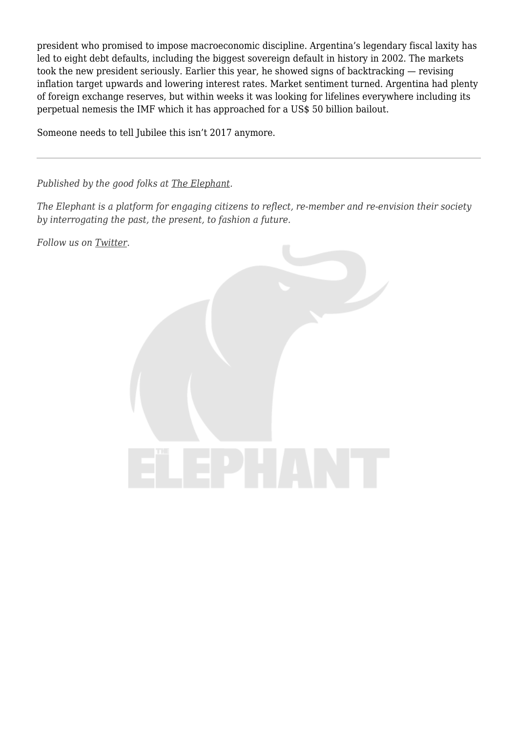president who promised to impose macroeconomic discipline. Argentina's legendary fiscal laxity has led to eight debt defaults, including the biggest sovereign default in history in 2002. The markets took the new president seriously. Earlier this year, he showed signs of backtracking — revising inflation target upwards and lowering interest rates. Market sentiment turned. Argentina had plenty of foreign exchange reserves, but within weeks it was looking for lifelines everywhere including its perpetual nemesis the IMF which it has approached for a US$ 50 billion bailout.

Someone needs to tell Jubilee this isn't 2017 anymore.

---

*Published by the good folks at The Elephant.*

*The Elephant is a platform for engaging citizens to reflect, re-member and re-envision their society by interrogating the past, the present, to fashion a future.*

*Follow us on Twitter.*